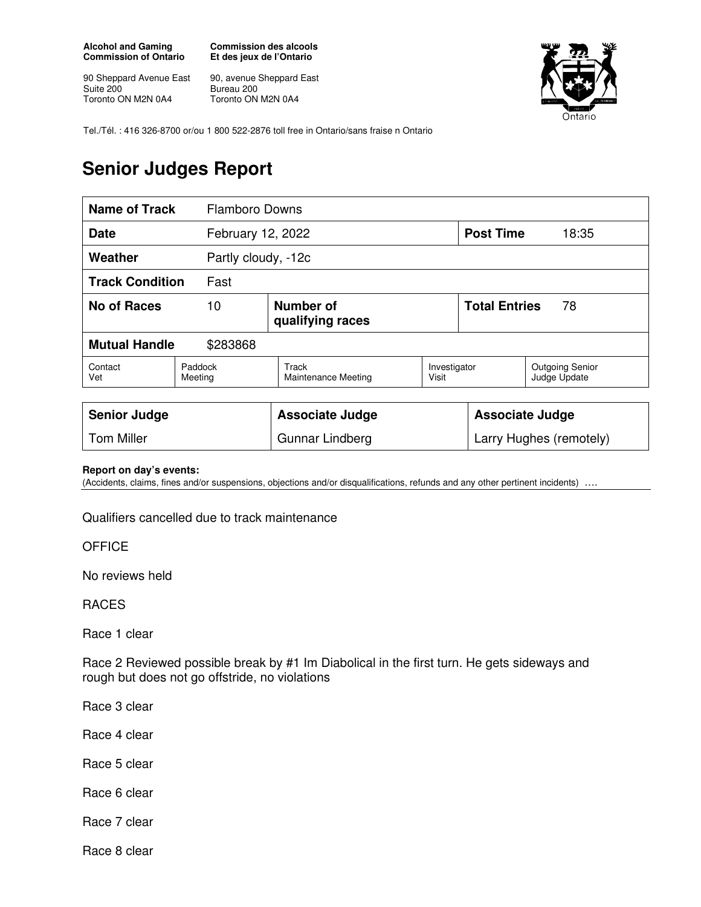**Alcohol and Gaming Commission of Ontario**

90 Sheppard Avenue East
Suite 200
Toronto ON M2N 0A4

**Commission des alcools Et des jeux de l'Ontario**

90, avenue Sheppard East
Bureau 200
Toronto ON M2N 0A4

Tel./Tél. : 416 326-8700 or/ou 1 800 522-2876 toll free in Ontario/sans fraise n Ontario

# Senior Judges Report

| **Name of Track** | Flamboro Downs | | | | |
|---|---|---|---|---|---|
| **Date** | February 12, 2022 | | | **Post Time** | 18:35 |
| **Weather** | Partly cloudy, -12c | | | | |
| **Track Condition** | Fast | | | | |
| **No of Races** | 10 | **Number of qualifying races** | | **Total Entries** | 78 |
| **Mutual Handle** | $283868 | | | | |
| Contact Vet | Paddock Meeting | Track Maintenance Meeting | Investigator Visit | Outgoing Senior Judge Update | |

| **Senior Judge** | **Associate Judge** | **Associate Judge** |
|---|---|---|
| Tom Miller | Gunnar Lindberg | Larry Hughes (remotely) |

**Report on day's events:**
(Accidents, claims, fines and/or suspensions, objections and/or disqualifications, refunds and any other pertinent incidents) ….

Qualifiers cancelled due to track maintenance

OFFICE

No reviews held

RACES

Race 1 clear

Race 2 Reviewed possible break by #1 Im Diabolical in the first turn. He gets sideways and rough but does not go offstride, no violations

Race 3 clear

Race 4 clear

Race 5 clear

Race 6 clear

Race 7 clear

Race 8 clear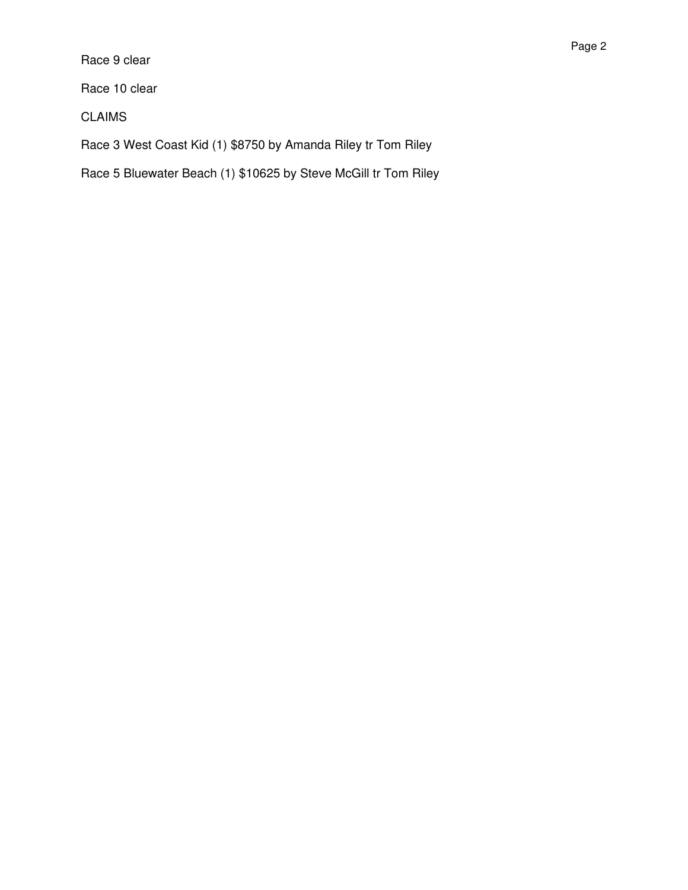Race 9 clear

Race 10 clear

CLAIMS

Race 3 West Coast Kid (1) $8750 by Amanda Riley tr Tom Riley

Race 5 Bluewater Beach (1) $10625 by Steve McGill tr Tom Riley